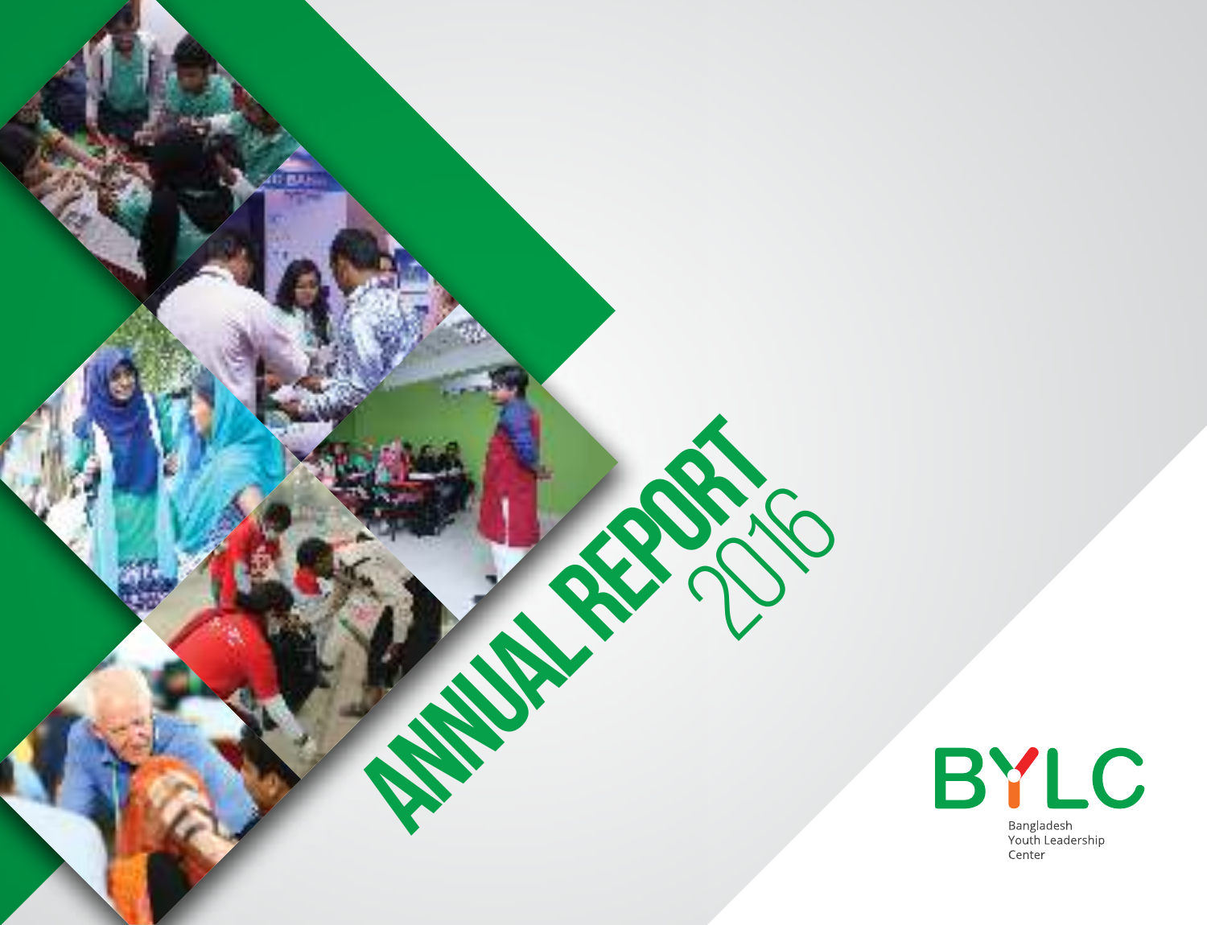# ANNUAL REPORT 2016

BYLC

Bangladesh Youth Leadership Center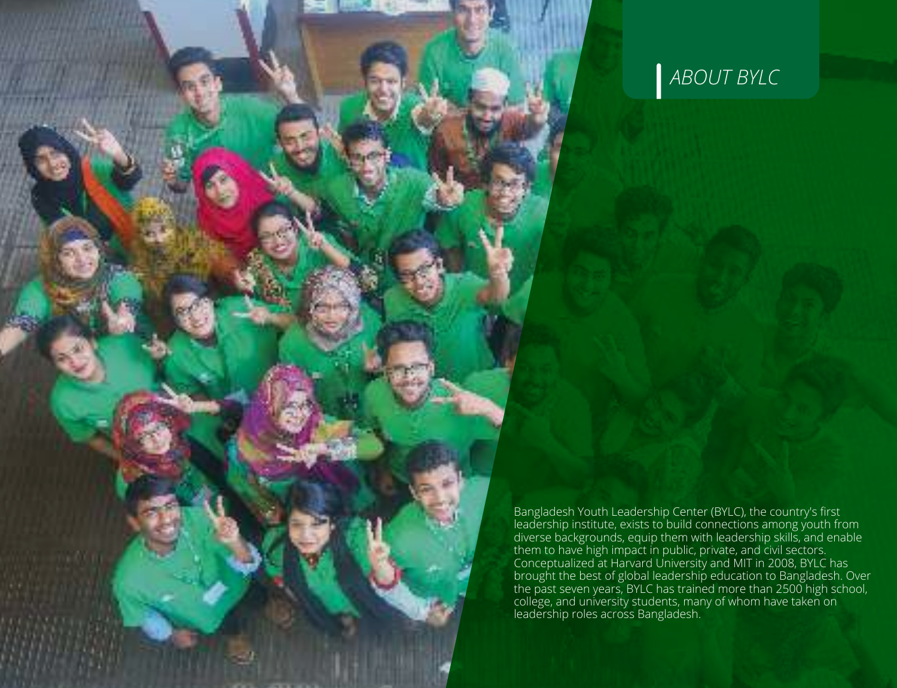## *ABOUT BYLC*

Bangladesh Youth Leadership Center (BYLC), the country's first leadership institute, exists to build connections among youth from diverse backgrounds, equip them with leadership skills, and enable them to have high impact in public, private, and civil sectors. Conceptualized at Harvard University and MIT in 2008, BYLC has brought the best of global leadership education to Bangladesh. Over the past seven years, BYLC has trained more than 2500 high school, college, and university students, many of whom have taken on leadership roles across Bangladesh.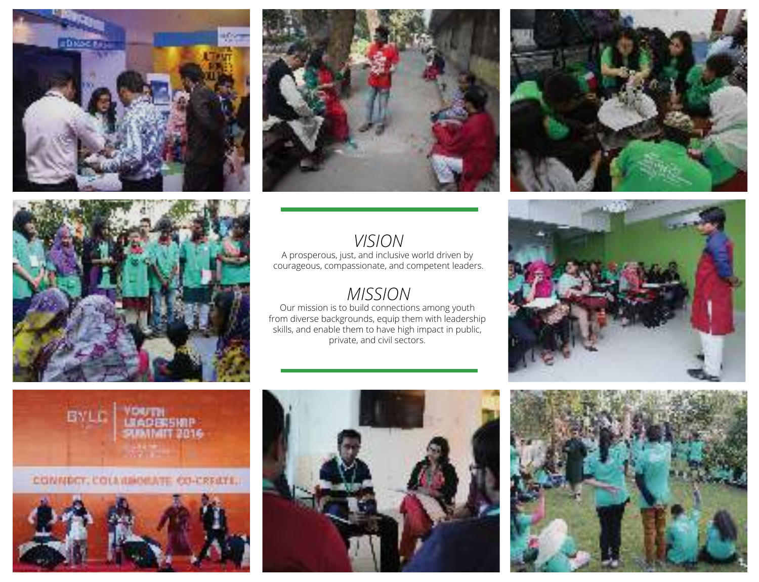## VISION

A prosperous, just, and inclusive world driven by courageous, compassionate, and competent leaders.

## MISSION

Our mission is to build connections among youth from diverse backgrounds, equip them with leadership skills, and enable them to have high impact in public, private, and civil sectors.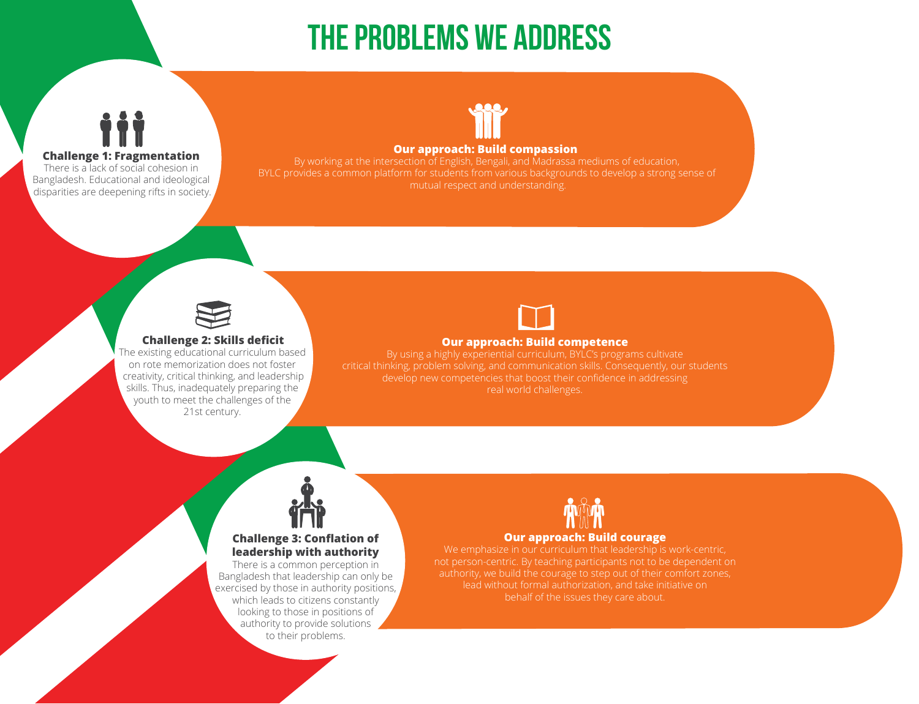# THE PROBLEMS WE ADDRESS

**Challenge 1: Fragmentation**
There is a lack of social cohesion in Bangladesh. Educational and ideological disparities are deepening rifts in society.

**Our approach: Build compassion**
By working at the intersection of English, Bengali, and Madrassa mediums of education, BYLC provides a common platform for students from various backgrounds to develop a strong sense of mutual respect and understanding.

**Challenge 2: Skills deficit**
The existing educational curriculum based on rote memorization does not foster creativity, critical thinking, and leadership skills. Thus, inadequately preparing the youth to meet the challenges of the 21st century.

**Our approach: Build competence**
By using a highly experiential curriculum, BYLC's programs cultivate critical thinking, problem solving, and communication skills. Consequently, our students develop new competencies that boost their confidence in addressing real world challenges.

**Challenge 3: Conflation of leadership with authority**
There is a common perception in Bangladesh that leadership can only be exercised by those in authority positions, which leads to citizens constantly looking to those in positions of authority to provide solutions to their problems.

**Our approach: Build courage**
We emphasize in our curriculum that leadership is work-centric, not person-centric. By teaching participants not to be dependent on authority, we build the courage to step out of their comfort zones, lead without formal authorization, and take initiative on behalf of the issues they care about.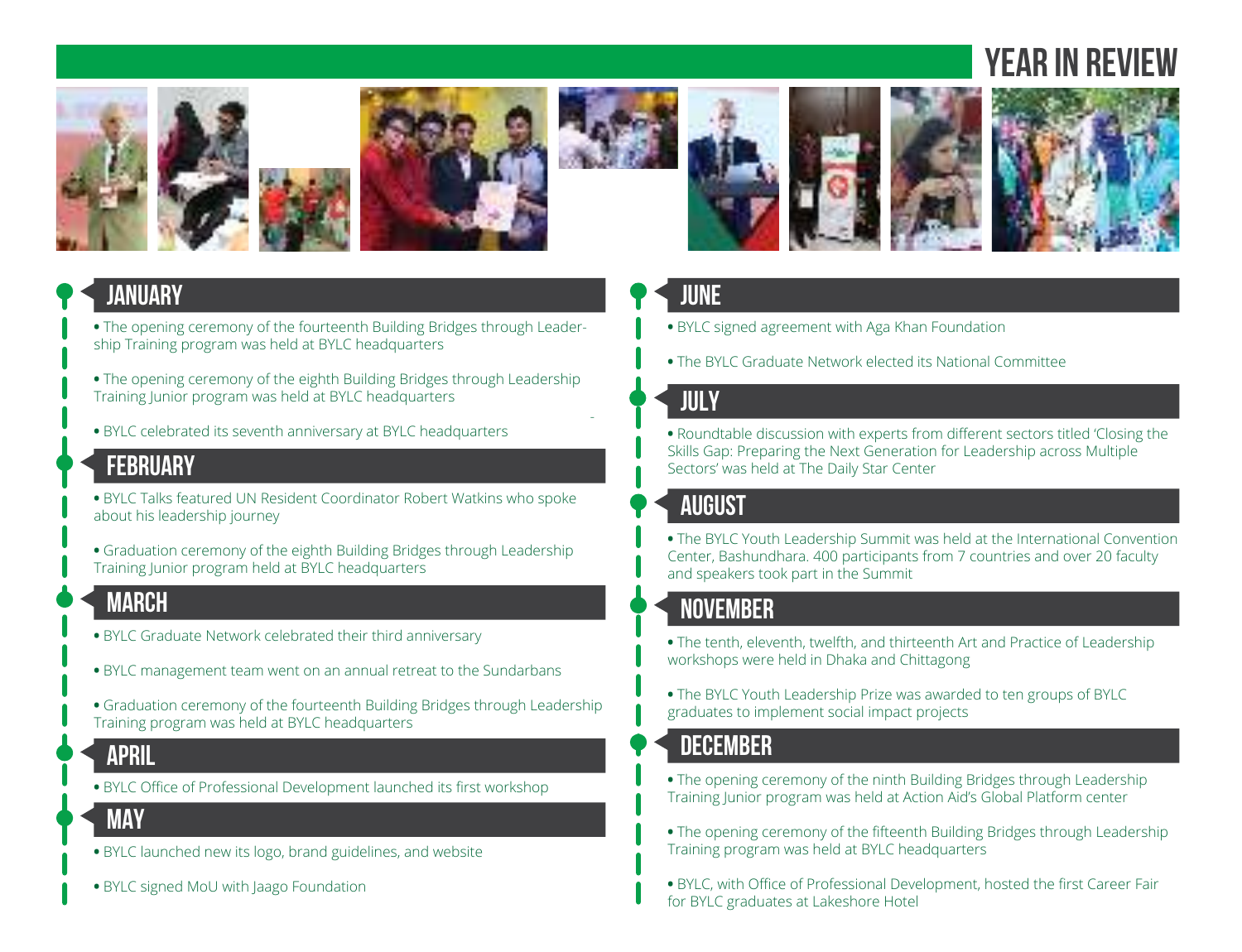# YEAR IN REVIEW

## JANUARY

- The opening ceremony of the fourteenth Building Bridges through Leadership Training program was held at BYLC headquarters
- The opening ceremony of the eighth Building Bridges through Leadership Training Junior program was held at BYLC headquarters
- BYLC celebrated its seventh anniversary at BYLC headquarters

## FEBRUARY

- BYLC Talks featured UN Resident Coordinator Robert Watkins who spoke about his leadership journey
- Graduation ceremony of the eighth Building Bridges through Leadership Training Junior program held at BYLC headquarters

## MARCH

- BYLC Graduate Network celebrated their third anniversary
- BYLC management team went on an annual retreat to the Sundarbans
- Graduation ceremony of the fourteenth Building Bridges through Leadership Training program was held at BYLC headquarters

## APRIL

- BYLC Office of Professional Development launched its first workshop

## MAY

- BYLC launched new its logo, brand guidelines, and website
- BYLC signed MoU with Jaago Foundation

## JUNE

- BYLC signed agreement with Aga Khan Foundation
- The BYLC Graduate Network elected its National Committee

## JULY

- Roundtable discussion with experts from different sectors titled 'Closing the Skills Gap: Preparing the Next Generation for Leadership across Multiple Sectors' was held at The Daily Star Center

## AUGUST

- The BYLC Youth Leadership Summit was held at the International Convention Center, Bashundhara. 400 participants from 7 countries and over 20 faculty and speakers took part in the Summit

## NOVEMBER

- The tenth, eleventh, twelfth, and thirteenth Art and Practice of Leadership workshops were held in Dhaka and Chittagong
- The BYLC Youth Leadership Prize was awarded to ten groups of BYLC graduates to implement social impact projects

## DECEMBER

- The opening ceremony of the ninth Building Bridges through Leadership Training Junior program was held at Action Aid's Global Platform center
- The opening ceremony of the fifteenth Building Bridges through Leadership Training program was held at BYLC headquarters
- BYLC, with Office of Professional Development, hosted the first Career Fair for BYLC graduates at Lakeshore Hotel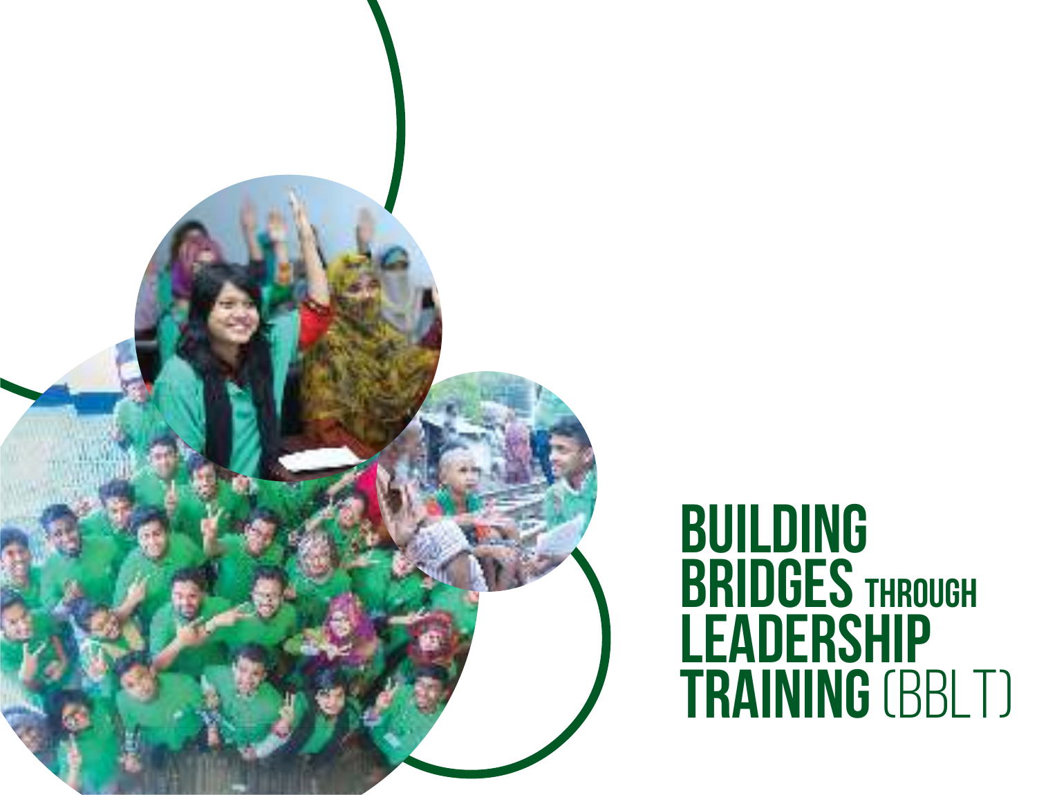# BUILDING BRIDGES THROUGH LEADERSHIP TRAINING (BBLT)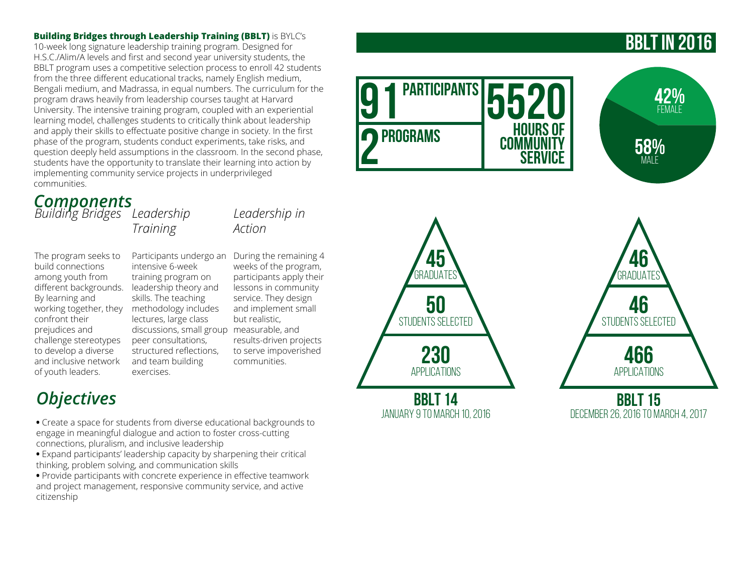**Building Bridges through Leadership Training (BBLT)** is BYLC's 10-week long signature leadership training program. Designed for H.S.C./Alim/A levels and first and second year university students, the BBLT program uses a competitive selection process to enroll 42 students from the three different educational tracks, namely English medium, Bengali medium, and Madrassa, in equal numbers. The curriculum for the program draws heavily from leadership courses taught at Harvard University. The intensive training program, coupled with an experiential learning model, challenges students to critically think about leadership and apply their skills to effectuate positive change in society. In the first phase of the program, students conduct experiments, take risks, and question deeply held assumptions in the classroom. In the second phase, students have the opportunity to translate their learning into action by implementing community service projects in underprivileged communities.

## *Components*

### *Building Bridges*

The program seeks to build connections among youth from different backgrounds. By learning and working together, they confront their prejudices and challenge stereotypes to develop a diverse and inclusive network of youth leaders.

### *Leadership Training*

Participants undergo an intensive 6-week training program on leadership theory and skills. The teaching methodology includes lectures, large class discussions, small group peer consultations, structured reflections, and team building exercises.

### *Leadership in Action*

During the remaining 4 weeks of the program, participants apply their lessons in community service. They design and implement small but realistic, measurable, and results-driven projects to serve impoverished communities.

## *Objectives*

- Create a space for students from diverse educational backgrounds to engage in meaningful dialogue and action to foster cross-cutting connections, pluralism, and inclusive leadership
- Expand participants' leadership capacity by sharpening their critical thinking, problem solving, and communication skills
- Provide participants with concrete experience in effective teamwork and project management, responsive community service, and active citizenship

## BBLT IN 2016

- **91** PARTICIPANTS
- **2** PROGRAMS
- **5520** HOURS OF COMMUNITY SERVICE
- **42%** FEMALE
- **58%** MALE

| | BBLT 14 (January 9 to March 10, 2016) | BBLT 15 (December 26, 2016 to March 4, 2017) |
| --- | --- | --- |
| Graduates | 45 | 46 |
| Students Selected | 50 | 46 |
| Applications | 230 | 466 |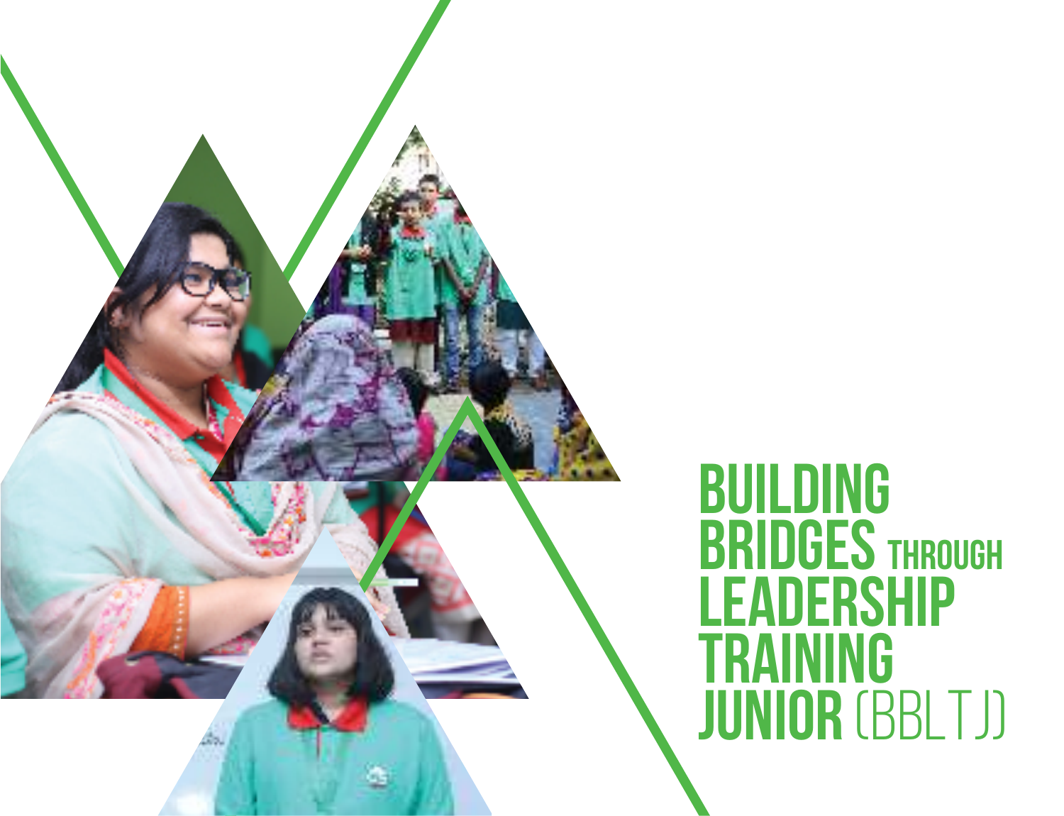# BUILDING BRIDGES THROUGH LEADERSHIP TRAINING JUNIOR (BBLTJ)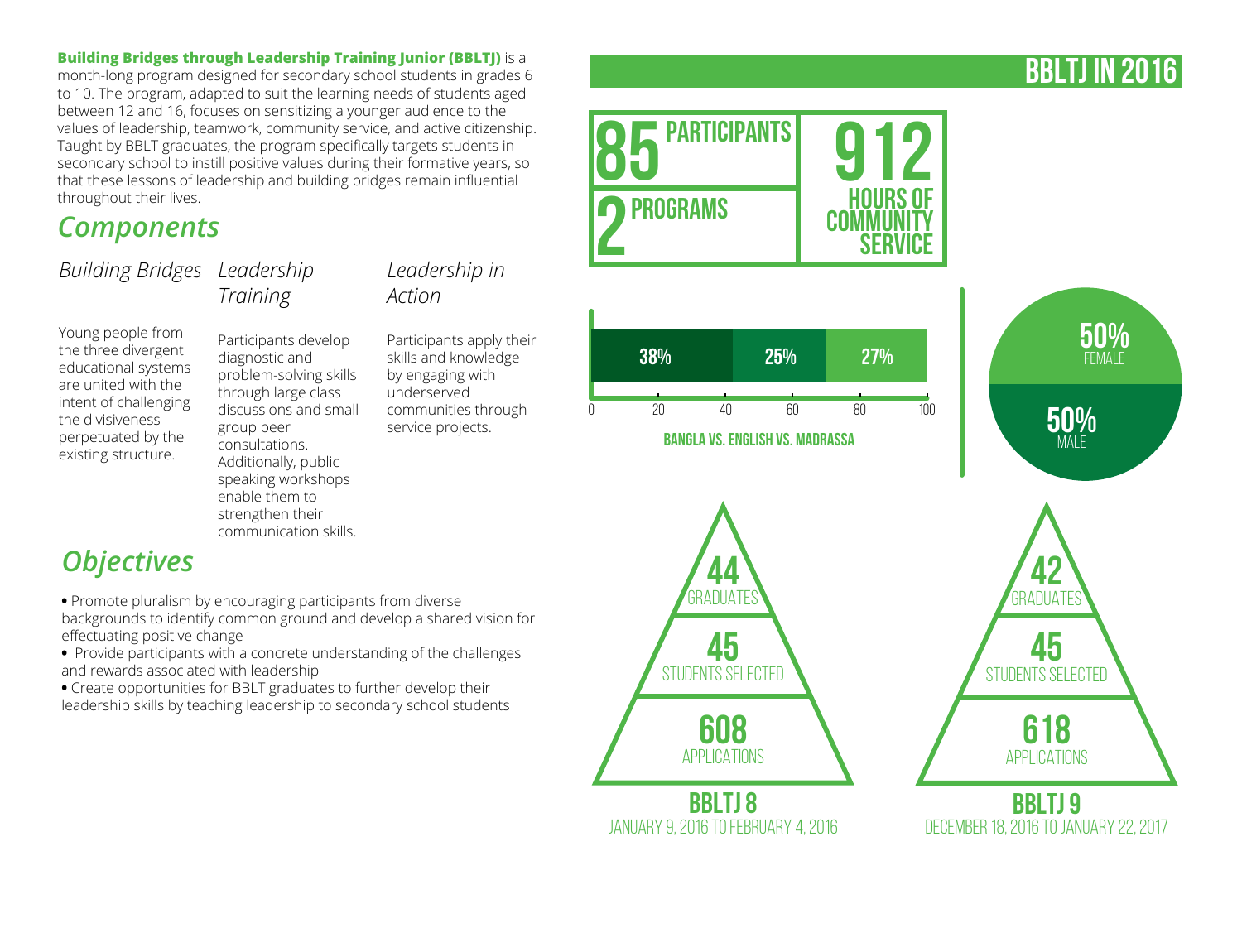**Building Bridges through Leadership Training Junior (BBLTJ)** is a month-long program designed for secondary school students in grades 6 to 10. The program, adapted to suit the learning needs of students aged between 12 and 16, focuses on sensitizing a younger audience to the values of leadership, teamwork, community service, and active citizenship. Taught by BBLT graduates, the program specifically targets students in secondary school to instill positive values during their formative years, so that these lessons of leadership and building bridges remain influential throughout their lives.

## *Components*

### *Building Bridges*

Young people from the three divergent educational systems are united with the intent of challenging the divisiveness perpetuated by the existing structure.

### *Leadership Training*

Participants develop diagnostic and problem-solving skills through large class discussions and small group peer consultations. Additionally, public speaking workshops enable them to strengthen their communication skills.

### *Leadership in Action*

Participants apply their skills and knowledge by engaging with underserved communities through service projects.

## *Objectives*

- Promote pluralism by encouraging participants from diverse backgrounds to identify common ground and develop a shared vision for effectuating positive change
- Provide participants with a concrete understanding of the challenges and rewards associated with leadership
- Create opportunities for BBLT graduates to further develop their leadership skills by teaching leadership to secondary school students

## BBLTJ IN 2016

**85** PARTICIPANTS

**2** PROGRAMS

**912** HOURS OF COMMUNITY SERVICE

**BANGLA VS. ENGLISH VS. MADRASSA**

| Bangla | English | Madrassa |
|---|---|---|
| 38% | 25% | 27% |

50% FEMALE

50% MALE

| | BBLTJ 8 | BBLTJ 9 |
|---|---|---|
| Dates | January 9, 2016 to February 4, 2016 | December 18, 2016 to January 22, 2017 |
| Graduates | 44 | 42 |
| Students Selected | 45 | 45 |
| Applications | 608 | 618 |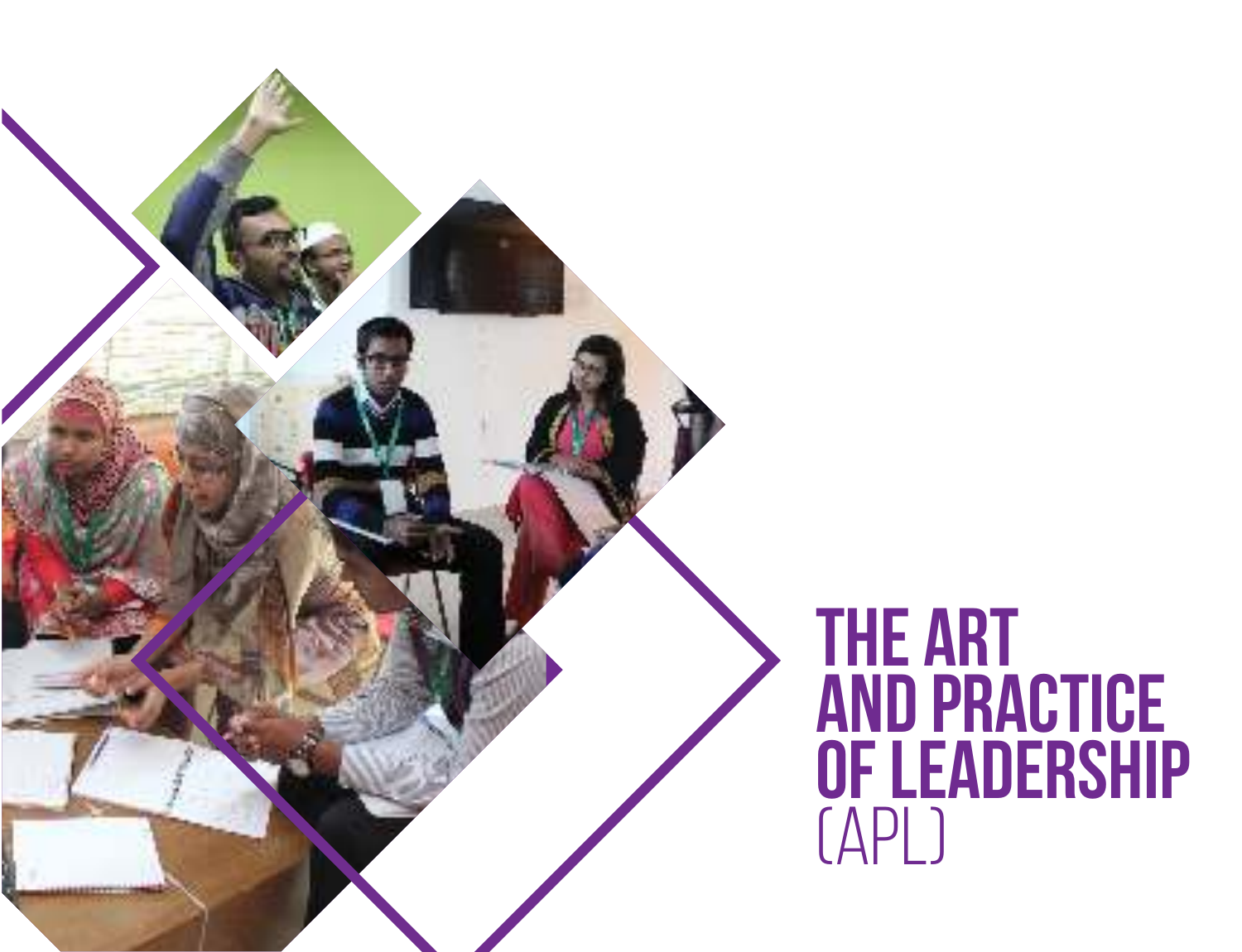# THE ART AND PRACTICE OF LEADERSHIP (APL)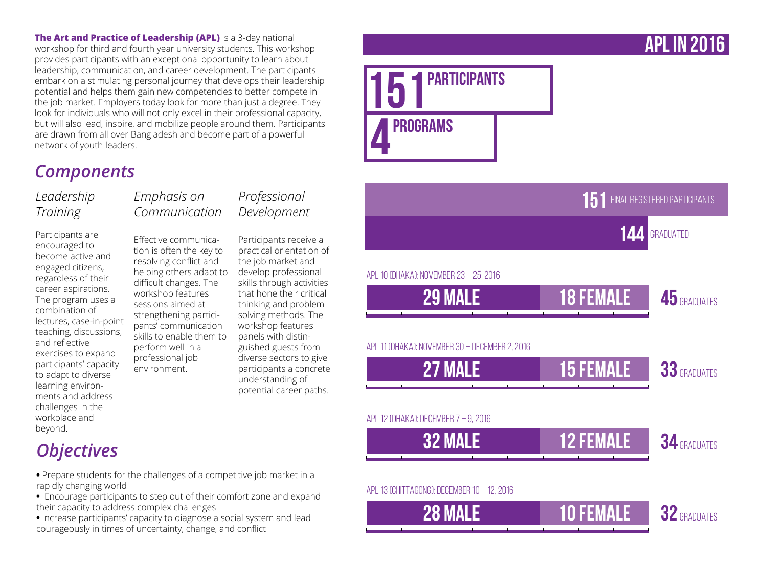**The Art and Practice of Leadership (APL)** is a 3-day national workshop for third and fourth year university students. This workshop provides participants with an exceptional opportunity to learn about leadership, communication, and career development. The participants embark on a stimulating personal journey that develops their leadership potential and helps them gain new competencies to better compete in the job market. Employers today look for more than just a degree. They look for individuals who will not only excel in their professional capacity, but will also lead, inspire, and mobilize people around them. Participants are drawn from all over Bangladesh and become part of a powerful network of youth leaders.

## *Components*

### *Leadership Training*

Participants are encouraged to become active and engaged citizens, regardless of their career aspirations. The program uses a combination of lectures, case-in-point teaching, discussions, and reflective exercises to expand participants' capacity to adapt to diverse learning environments and address challenges in the workplace and beyond.

### *Emphasis on Communication*

Effective communication is often the key to resolving conflict and helping others adapt to difficult changes. The workshop features sessions aimed at strengthening participants' communication skills to enable them to perform well in a professional job environment.

### *Professional Development*

Participants receive a practical orientation of the job market and develop professional skills through activities that hone their critical thinking and problem solving methods. The workshop features panels with distinguished guests from diverse sectors to give participants a concrete understanding of potential career paths.

## *Objectives*

- Prepare students for the challenges of a competitive job market in a rapidly changing world
- Encourage participants to step out of their comfort zone and expand their capacity to address complex challenges
- Increase participants' capacity to diagnose a social system and lead courageously in times of uncertainty, change, and conflict

## APL IN 2016

**151** PARTICIPANTS

**4** PROGRAMS

**151** FINAL REGISTERED PARTICIPANTS

**144** GRADUATED

| Program | Male | Female | Graduates |
|---|---|---|---|
| APL 10 (Dhaka): November 23 – 25, 2016 | 29 MALE | 18 FEMALE | 45 GRADUATES |
| APL 11 (Dhaka): November 30 – December 2, 2016 | 27 MALE | 15 FEMALE | 33 GRADUATES |
| APL 12 (Dhaka): December 7 – 9, 2016 | 32 MALE | 12 FEMALE | 34 GRADUATES |
| APL 13 (Chittagong): December 10 – 12, 2016 | 28 MALE | 10 FEMALE | 32 GRADUATES |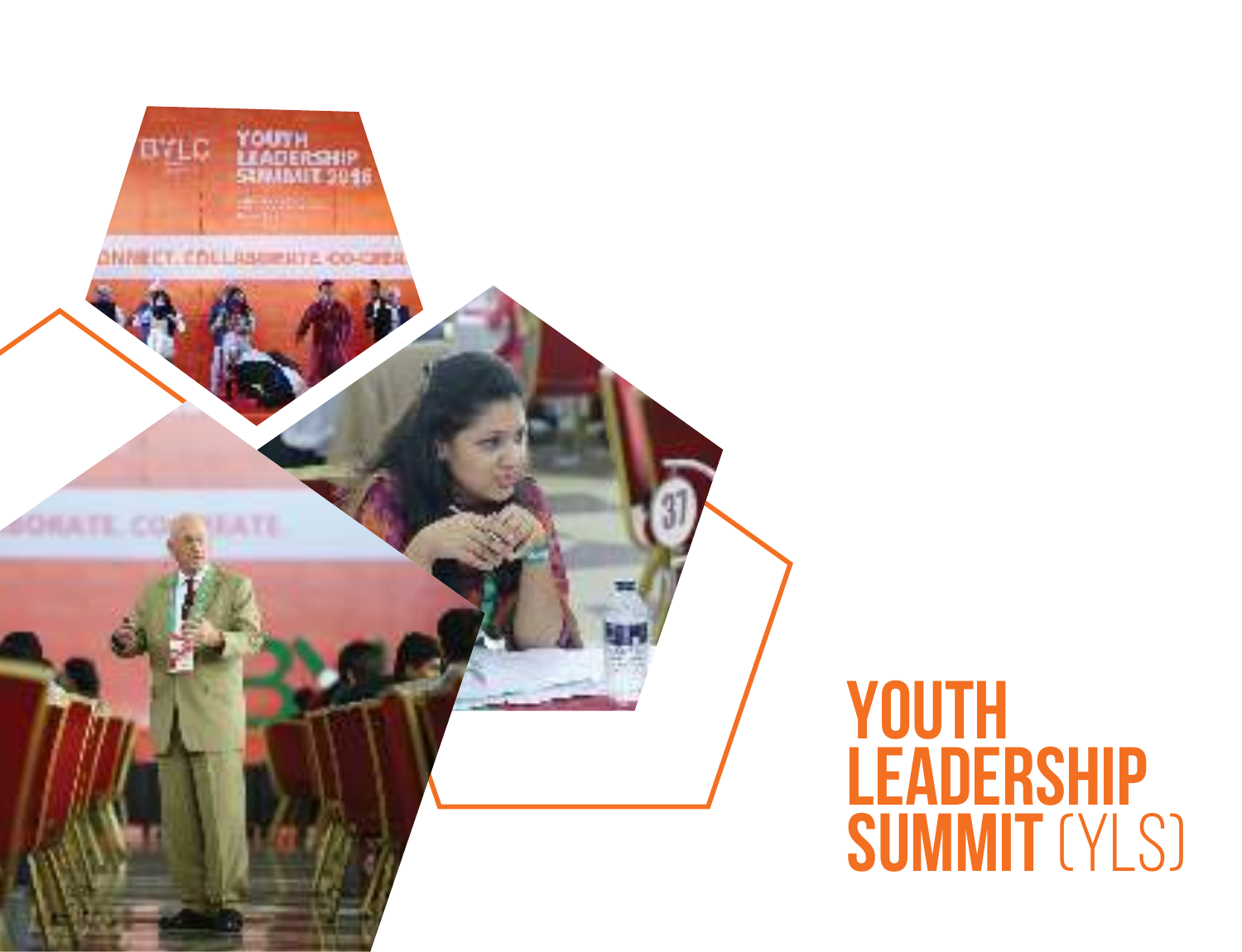# YOUTH LEADERSHIP SUMMIT (YLS)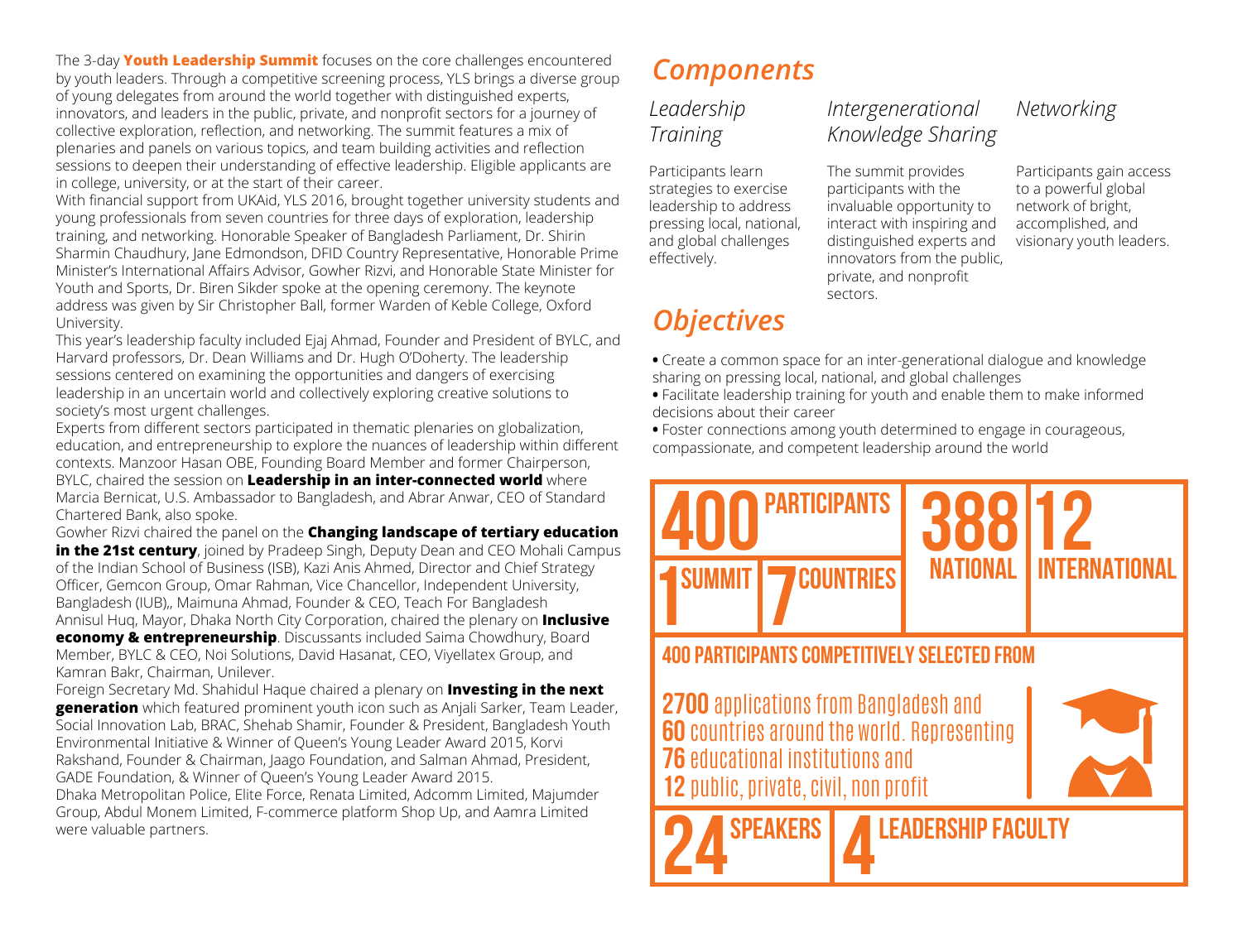The 3-day **Youth Leadership Summit** focuses on the core challenges encountered by youth leaders. Through a competitive screening process, YLS brings a diverse group of young delegates from around the world together with distinguished experts, innovators, and leaders in the public, private, and nonprofit sectors for a journey of collective exploration, reflection, and networking. The summit features a mix of plenaries and panels on various topics, and team building activities and reflection sessions to deepen their understanding of effective leadership. Eligible applicants are in college, university, or at the start of their career.

With financial support from UKAid, YLS 2016, brought together university students and young professionals from seven countries for three days of exploration, leadership training, and networking. Honorable Speaker of Bangladesh Parliament, Dr. Shirin Sharmin Chaudhury, Jane Edmondson, DFID Country Representative, Honorable Prime Minister's International Affairs Advisor, Gowher Rizvi, and Honorable State Minister for Youth and Sports, Dr. Biren Sikder spoke at the opening ceremony. The keynote address was given by Sir Christopher Ball, former Warden of Keble College, Oxford University.

This year's leadership faculty included Ejaj Ahmad, Founder and President of BYLC, and Harvard professors, Dr. Dean Williams and Dr. Hugh O'Doherty. The leadership sessions centered on examining the opportunities and dangers of exercising leadership in an uncertain world and collectively exploring creative solutions to society's most urgent challenges.

Experts from different sectors participated in thematic plenaries on globalization, education, and entrepreneurship to explore the nuances of leadership within different contexts. Manzoor Hasan OBE, Founding Board Member and former Chairperson, BYLC, chaired the session on **Leadership in an inter-connected world** where Marcia Bernicat, U.S. Ambassador to Bangladesh, and Abrar Anwar, CEO of Standard Chartered Bank, also spoke.

Gowher Rizvi chaired the panel on the **Changing landscape of tertiary education in the 21st century**, joined by Pradeep Singh, Deputy Dean and CEO Mohali Campus of the Indian School of Business (ISB), Kazi Anis Ahmed, Director and Chief Strategy Officer, Gemcon Group, Omar Rahman, Vice Chancellor, Independent University, Bangladesh (IUB),, Maimuna Ahmad, Founder & CEO, Teach For Bangladesh

Annisul Huq, Mayor, Dhaka North City Corporation, chaired the plenary on **Inclusive economy & entrepreneurship**. Discussants included Saima Chowdhury, Board Member, BYLC & CEO, Noi Solutions, David Hasanat, CEO, Viyellatex Group, and Kamran Bakr, Chairman, Unilever.

Foreign Secretary Md. Shahidul Haque chaired a plenary on **Investing in the next generation** which featured prominent youth icon such as Anjali Sarker, Team Leader, Social Innovation Lab, BRAC, Shehab Shamir, Founder & President, Bangladesh Youth Environmental Initiative & Winner of Queen's Young Leader Award 2015, Korvi Rakshand, Founder & Chairman, Jaago Foundation, and Salman Ahmad, President, GADE Foundation, & Winner of Queen's Young Leader Award 2015.

Dhaka Metropolitan Police, Elite Force, Renata Limited, Adcomm Limited, Majumder Group, Abdul Monem Limited, F-commerce platform Shop Up, and Aamra Limited were valuable partners.

## *Components*

### *Leadership Training*

Participants learn strategies to exercise leadership to address pressing local, national, and global challenges effectively.

### *Intergenerational Knowledge Sharing*

The summit provides participants with the invaluable opportunity to interact with inspiring and distinguished experts and innovators from the public, private, and nonprofit sectors.

### *Networking*

Participants gain access to a powerful global network of bright, accomplished, and visionary youth leaders.

## *Objectives*

- Create a common space for an inter-generational dialogue and knowledge sharing on pressing local, national, and global challenges
- Facilitate leadership training for youth and enable them to make informed decisions about their career
- Foster connections among youth determined to engage in courageous, compassionate, and competent leadership around the world

**400** PARTICIPANTS

**1** SUMMIT

**7** COUNTRIES

**388** NATIONAL

**12** INTERNATIONAL

**400 PARTICIPANTS COMPETITIVELY SELECTED FROM**

**2700** applications from Bangladesh and
**60** countries around the world. Representing
**76** educational institutions and
**12** public, private, civil, non profit

**24** SPEAKERS

**4** LEADERSHIP FACULTY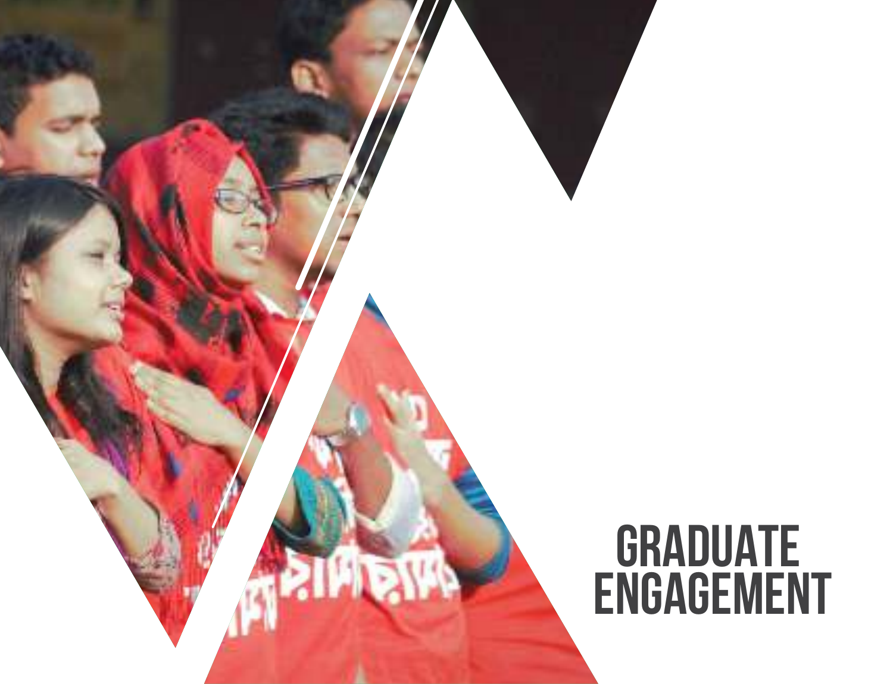# GRADUATE ENGAGEMENT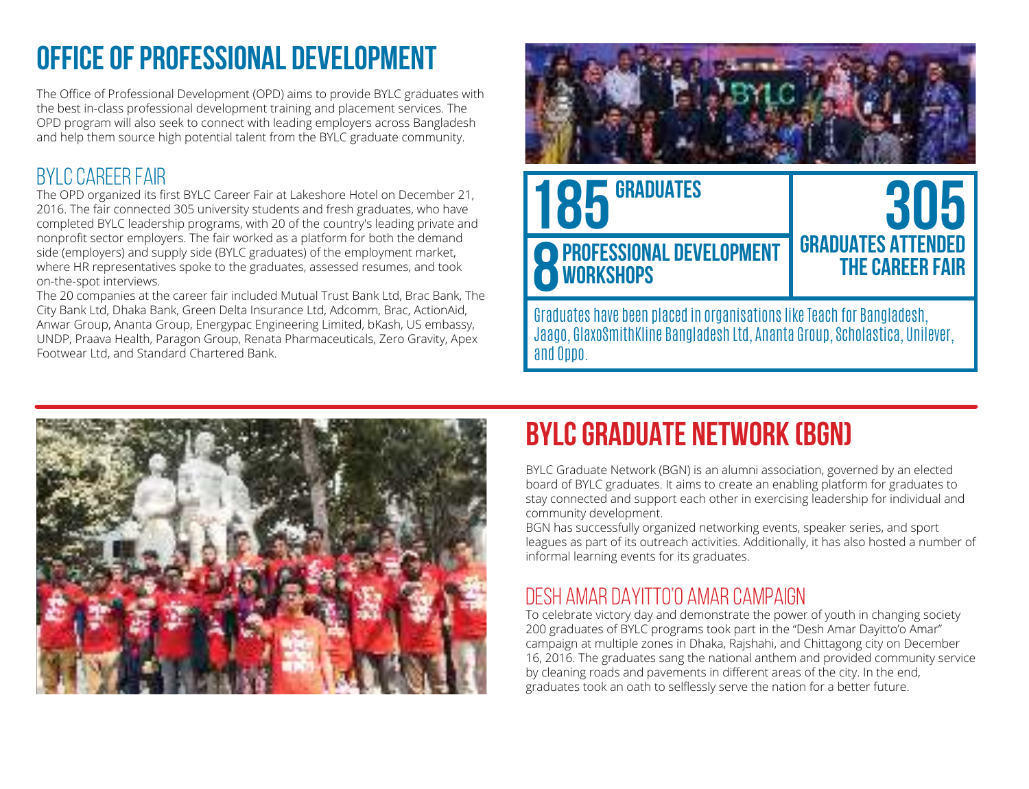# OFFICE OF PROFESSIONAL DEVELOPMENT

The Office of Professional Development (OPD) aims to provide BYLC graduates with the best in-class professional development training and placement services. The OPD program will also seek to connect with leading employers across Bangladesh and help them source high potential talent from the BYLC graduate community.

## BYLC CAREER FAIR

The OPD organized its first BYLC Career Fair at Lakeshore Hotel on December 21, 2016. The fair connected 305 university students and fresh graduates, who have completed BYLC leadership programs, with 20 of the country's leading private and nonprofit sector employers. The fair worked as a platform for both the demand side (employers) and supply side (BYLC graduates) of the employment market, where HR representatives spoke to the graduates, assessed resumes, and took on-the-spot interviews.

The 20 companies at the career fair included Mutual Trust Bank Ltd, Brac Bank, The City Bank Ltd, Dhaka Bank, Green Delta Insurance Ltd, Adcomm, Brac, ActionAid, Anwar Group, Ananta Group, Energypac Engineering Limited, bKash, US embassy, UNDP, Praava Health, Paragon Group, Renata Pharmaceuticals, Zero Gravity, Apex Footwear Ltd, and Standard Chartered Bank.

**185** GRADUATES

**8** PROFESSIONAL DEVELOPMENT WORKSHOPS

**305** GRADUATES ATTENDED THE CAREER FAIR

Graduates have been placed in organisations like Teach for Bangladesh, Jaago, GlaxoSmithKline Bangladesh Ltd, Ananta Group, Scholastica, Unilever, and Oppo.

# BYLC GRADUATE NETWORK (BGN)

BYLC Graduate Network (BGN) is an alumni association, governed by an elected board of BYLC graduates. It aims to create an enabling platform for graduates to stay connected and support each other in exercising leadership for individual and community development.

BGN has successfully organized networking events, speaker series, and sport leagues as part of its outreach activities. Additionally, it has also hosted a number of informal learning events for its graduates.

## DESH AMAR DAYITTO'O AMAR CAMPAIGN

To celebrate victory day and demonstrate the power of youth in changing society 200 graduates of BYLC programs took part in the "Desh Amar Dayitto'o Amar" campaign at multiple zones in Dhaka, Rajshahi, and Chittagong city on December 16, 2016. The graduates sang the national anthem and provided community service by cleaning roads and pavements in different areas of the city. In the end, graduates took an oath to selflessly serve the nation for a better future.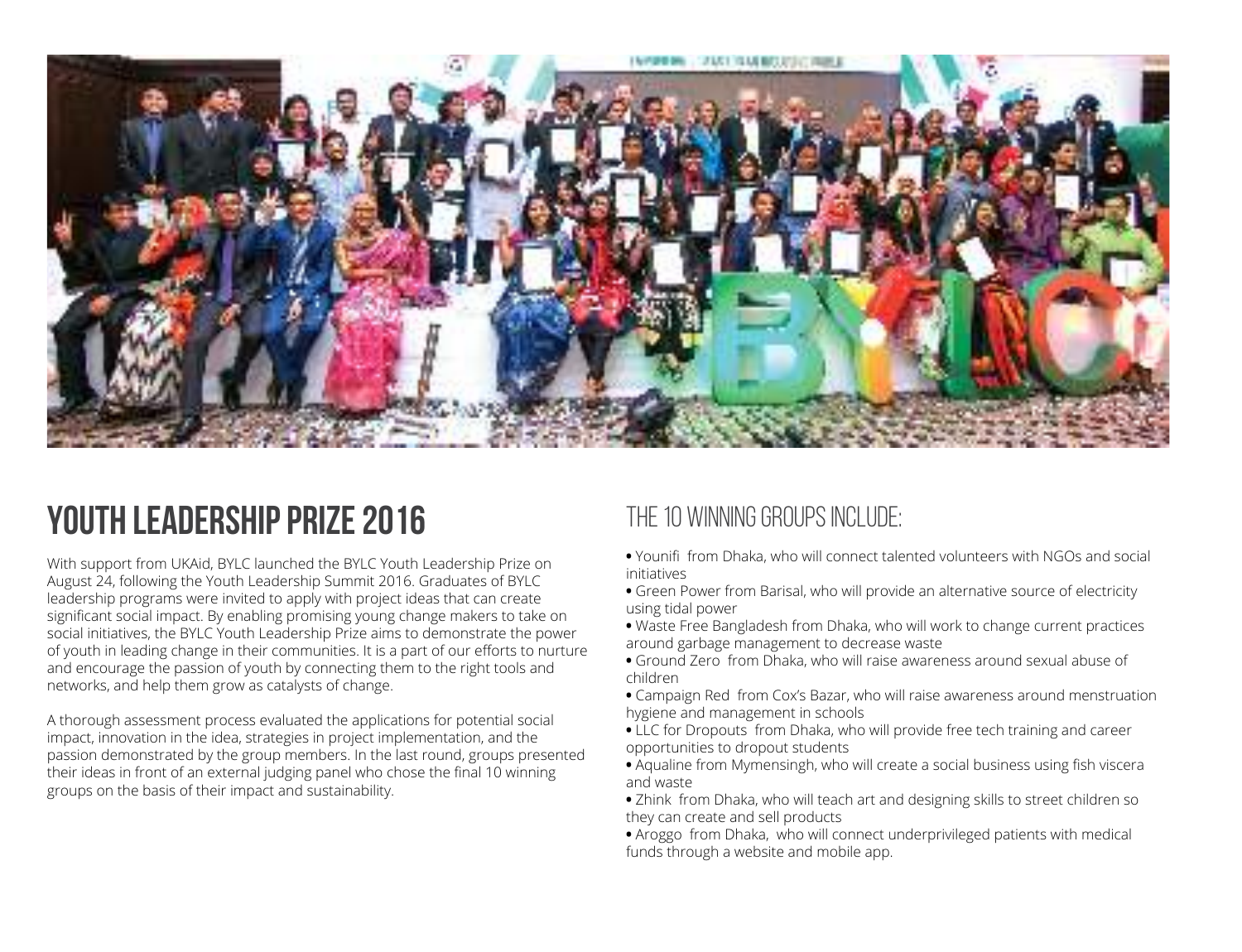## YOUTH LEADERSHIP PRIZE 2016

With support from UKAid, BYLC launched the BYLC Youth Leadership Prize on August 24, following the Youth Leadership Summit 2016. Graduates of BYLC leadership programs were invited to apply with project ideas that can create significant social impact. By enabling promising young change makers to take on social initiatives, the BYLC Youth Leadership Prize aims to demonstrate the power of youth in leading change in their communities. It is a part of our efforts to nurture and encourage the passion of youth by connecting them to the right tools and networks, and help them grow as catalysts of change.

A thorough assessment process evaluated the applications for potential social impact, innovation in the idea, strategies in project implementation, and the passion demonstrated by the group members. In the last round, groups presented their ideas in front of an external judging panel who chose the final 10 winning groups on the basis of their impact and sustainability.

### THE 10 WINNING GROUPS INCLUDE:

- Younifi from Dhaka, who will connect talented volunteers with NGOs and social initiatives
- Green Power from Barisal, who will provide an alternative source of electricity using tidal power
- Waste Free Bangladesh from Dhaka, who will work to change current practices around garbage management to decrease waste
- Ground Zero from Dhaka, who will raise awareness around sexual abuse of children
- Campaign Red from Cox's Bazar, who will raise awareness around menstruation hygiene and management in schools
- LLC for Dropouts from Dhaka, who will provide free tech training and career opportunities to dropout students
- Aqualine from Mymensingh, who will create a social business using fish viscera and waste
- Zhink from Dhaka, who will teach art and designing skills to street children so they can create and sell products
- Aroggo from Dhaka, who will connect underprivileged patients with medical funds through a website and mobile app.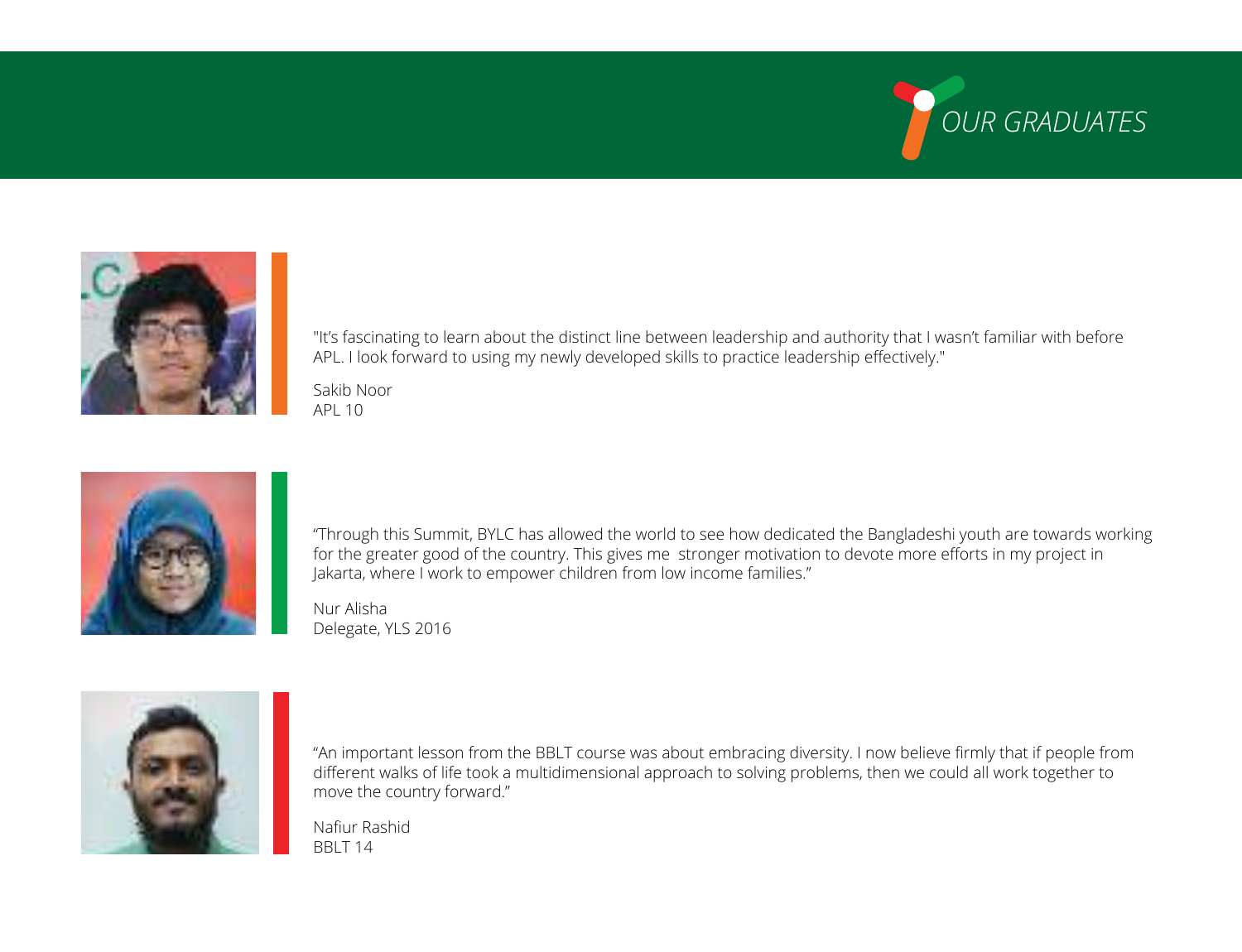# OUR GRADUATES

"It's fascinating to learn about the distinct line between leadership and authority that I wasn't familiar with before APL. I look forward to using my newly developed skills to practice leadership effectively."

Sakib Noor
APL 10

"Through this Summit, BYLC has allowed the world to see how dedicated the Bangladeshi youth are towards working for the greater good of the country. This gives me stronger motivation to devote more efforts in my project in Jakarta, where I work to empower children from low income families."

Nur Alisha
Delegate, YLS 2016

"An important lesson from the BBLT course was about embracing diversity. I now believe firmly that if people from different walks of life took a multidimensional approach to solving problems, then we could all work together to move the country forward."

Nafiur Rashid
BBLT 14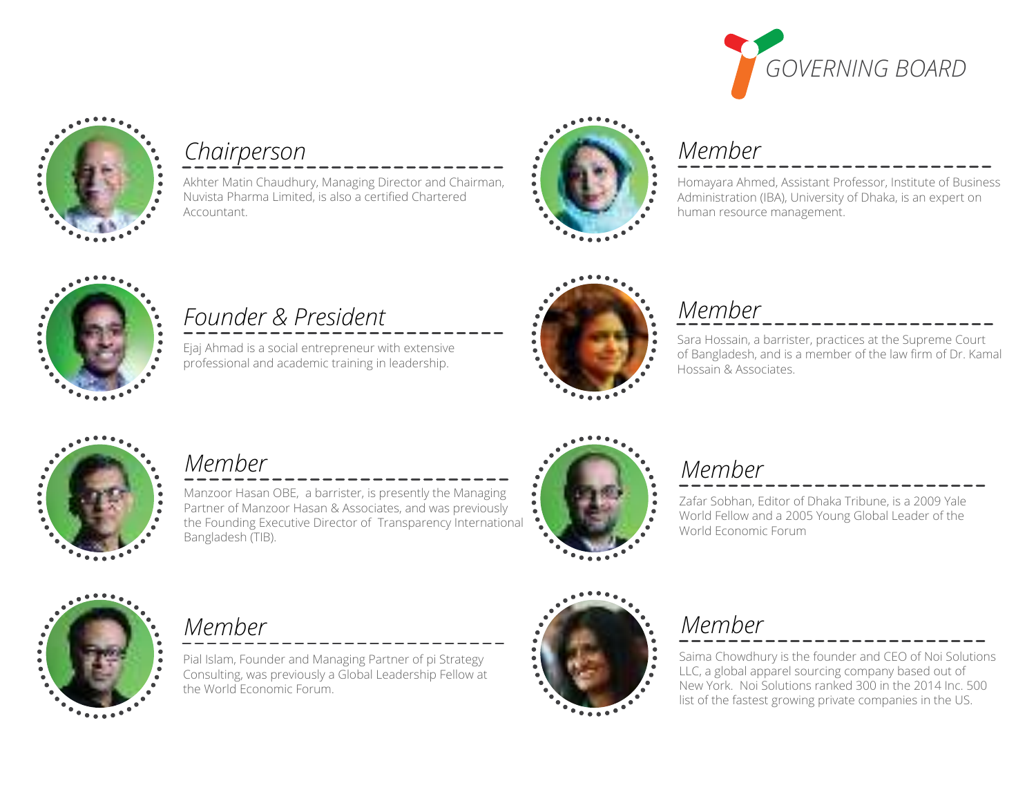# GOVERNING BOARD

## Chairperson

Akhter Matin Chaudhury, Managing Director and Chairman, Nuvista Pharma Limited, is also a certified Chartered Accountant.

## Member

Homayara Ahmed, Assistant Professor, Institute of Business Administration (IBA), University of Dhaka, is an expert on human resource management.

## Founder & President

Ejaj Ahmad is a social entrepreneur with extensive professional and academic training in leadership.

## Member

Sara Hossain, a barrister, practices at the Supreme Court of Bangladesh, and is a member of the law firm of Dr. Kamal Hossain & Associates.

## Member

Manzoor Hasan OBE, a barrister, is presently the Managing Partner of Manzoor Hasan & Associates, and was previously the Founding Executive Director of Transparency International Bangladesh (TIB).

## Member

Zafar Sobhan, Editor of Dhaka Tribune, is a 2009 Yale World Fellow and a 2005 Young Global Leader of the World Economic Forum

## Member

Pial Islam, Founder and Managing Partner of pi Strategy Consulting, was previously a Global Leadership Fellow at the World Economic Forum.

## Member

Saima Chowdhury is the founder and CEO of Noi Solutions LLC, a global apparel sourcing company based out of New York. Noi Solutions ranked 300 in the 2014 Inc. 500 list of the fastest growing private companies in the US.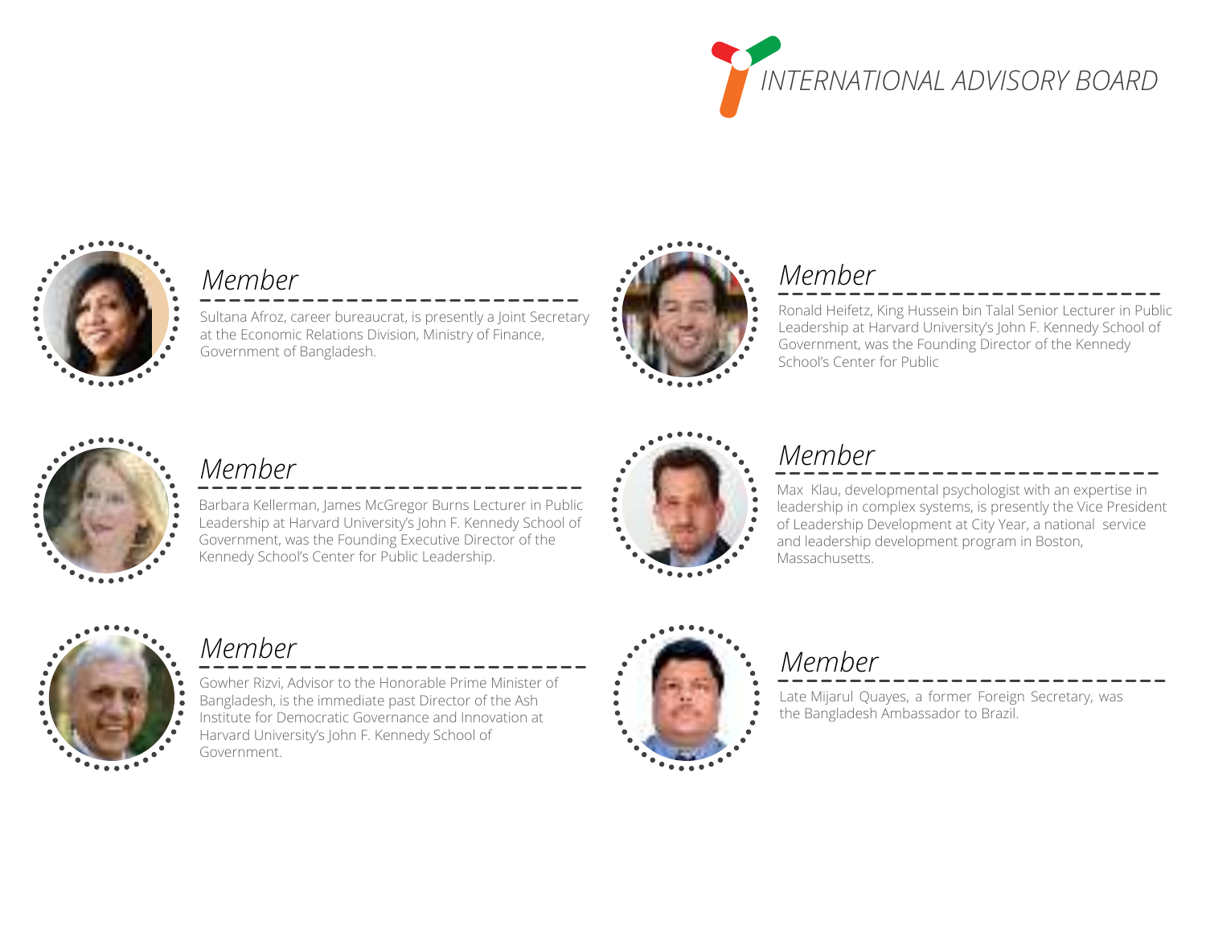# INTERNATIONAL ADVISORY BOARD

### *Member*

Sultana Afroz, career bureaucrat, is presently a Joint Secretary at the Economic Relations Division, Ministry of Finance, Government of Bangladesh.

### *Member*

Ronald Heifetz, King Hussein bin Talal Senior Lecturer in Public Leadership at Harvard University's John F. Kennedy School of Government, was the Founding Director of the Kennedy School's Center for Public

### *Member*

Barbara Kellerman, James McGregor Burns Lecturer in Public Leadership at Harvard University's John F. Kennedy School of Government, was the Founding Executive Director of the Kennedy School's Center for Public Leadership.

### *Member*

Max Klau, developmental psychologist with an expertise in leadership in complex systems, is presently the Vice President of Leadership Development at City Year, a national service and leadership development program in Boston, Massachusetts.

### *Member*

Gowher Rizvi, Advisor to the Honorable Prime Minister of Bangladesh, is the immediate past Director of the Ash Institute for Democratic Governance and Innovation at Harvard University's John F. Kennedy School of Government.

### *Member*

Late Mijarul Quayes, a former Foreign Secretary, was the Bangladesh Ambassador to Brazil.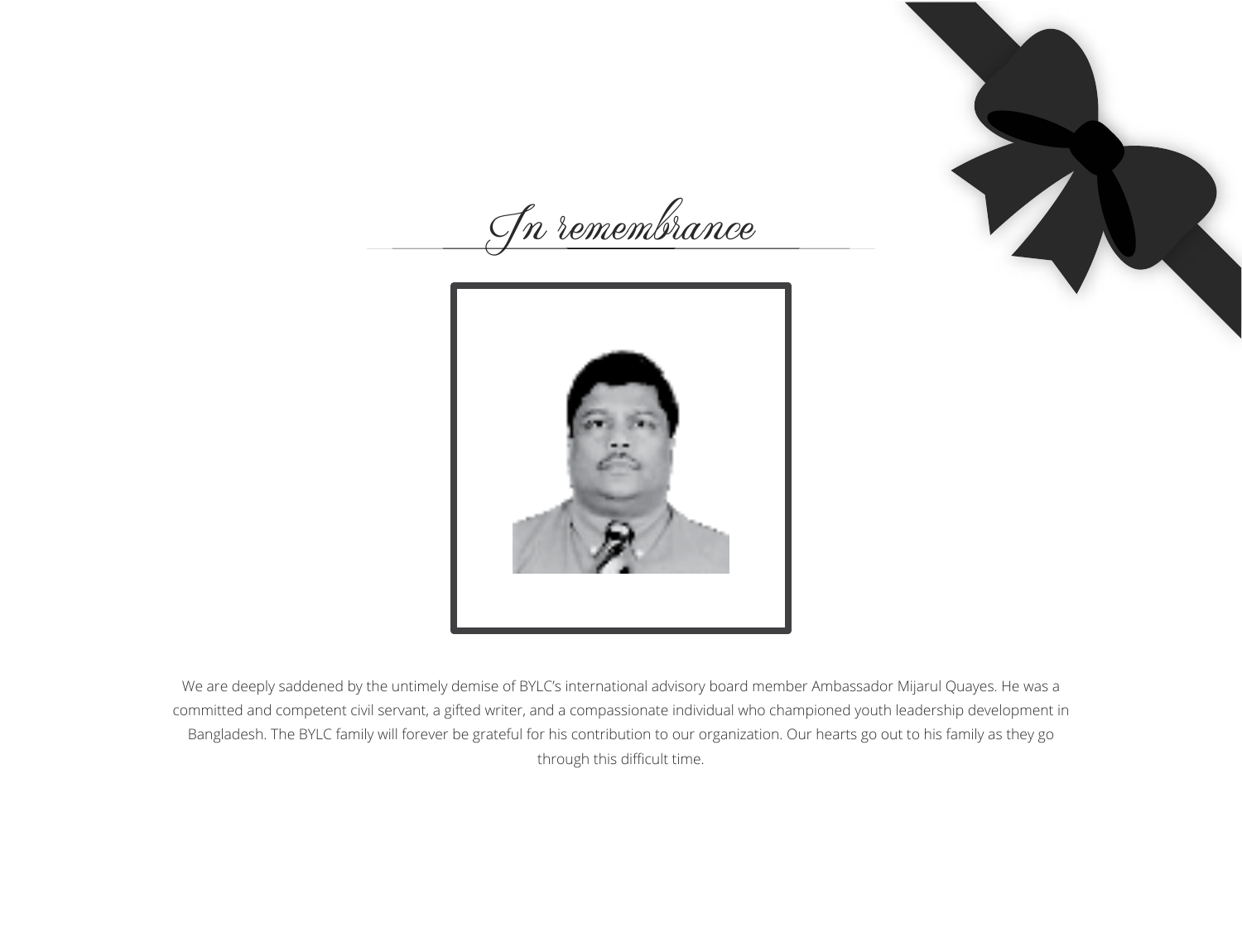# *In remembrance*

We are deeply saddened by the untimely demise of BYLC's international advisory board member Ambassador Mijarul Quayes. He was a committed and competent civil servant, a gifted writer, and a compassionate individual who championed youth leadership development in Bangladesh. The BYLC family will forever be grateful for his contribution to our organization. Our hearts go out to his family as they go through this difficult time.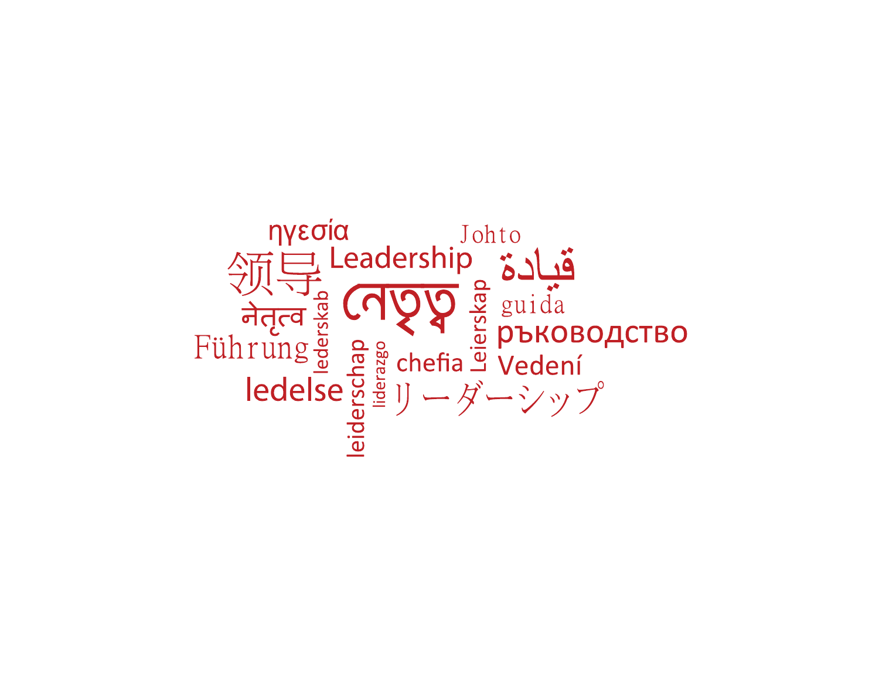ηγεσία

Johto

领导

Leadership

قيادة

নেতৃত্ব

नेतृत्व

lederskab

Leierskap

guida

ръководство

Führung

leiderschap

liderazgo

chefia

Vedení

ledelse

リーダーシップ